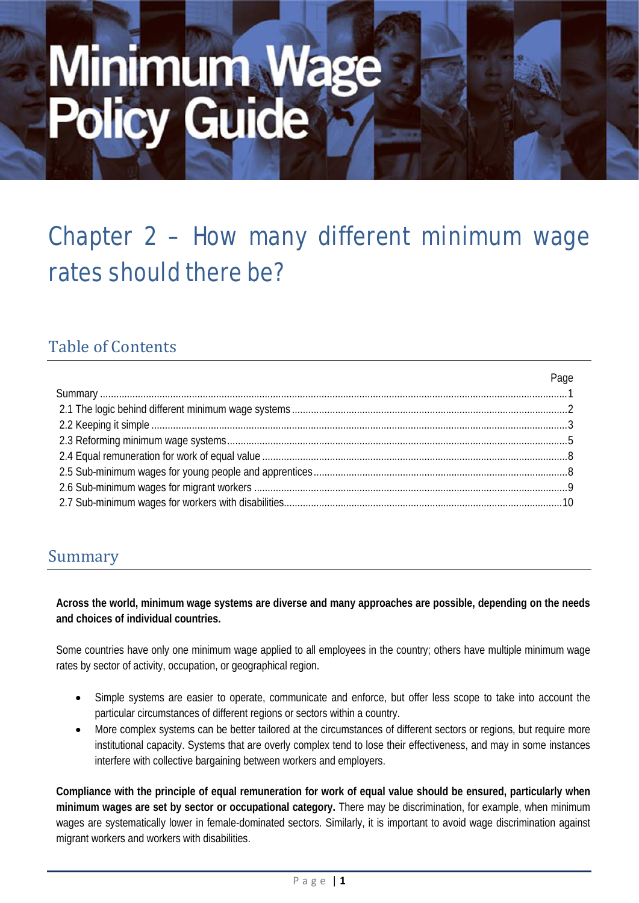# Minimum Wage Policy Guide

# Chapter 2 – How many different minimum wage rates should there be?

## Table of Contents

| | Page |
|---|---|
| Summary | 1 |
| 2.1 The logic behind different minimum wage systems | 2 |
| 2.2 Keeping it simple | 3 |
| 2.3 Reforming minimum wage systems | 5 |
| 2.4 Equal remuneration for work of equal value | 8 |
| 2.5 Sub-minimum wages for young people and apprentices | 8 |
| 2.6 Sub-minimum wages for migrant workers | 9 |
| 2.7 Sub-minimum wages for workers with disabilities | 10 |

## Summary

**Across the world, minimum wage systems are diverse and many approaches are possible, depending on the needs and choices of individual countries.**

Some countries have only one minimum wage applied to all employees in the country; others have multiple minimum wage rates by sector of activity, occupation, or geographical region.

- Simple systems are easier to operate, communicate and enforce, but offer less scope to take into account the particular circumstances of different regions or sectors within a country.
- More complex systems can be better tailored at the circumstances of different sectors or regions, but require more institutional capacity. Systems that are overly complex tend to lose their effectiveness, and may in some instances interfere with collective bargaining between workers and employers.

**Compliance with the principle of equal remuneration for work of equal value should be ensured, particularly when minimum wages are set by sector or occupational category.** There may be discrimination, for example, when minimum wages are systematically lower in female-dominated sectors. Similarly, it is important to avoid wage discrimination against migrant workers and workers with disabilities.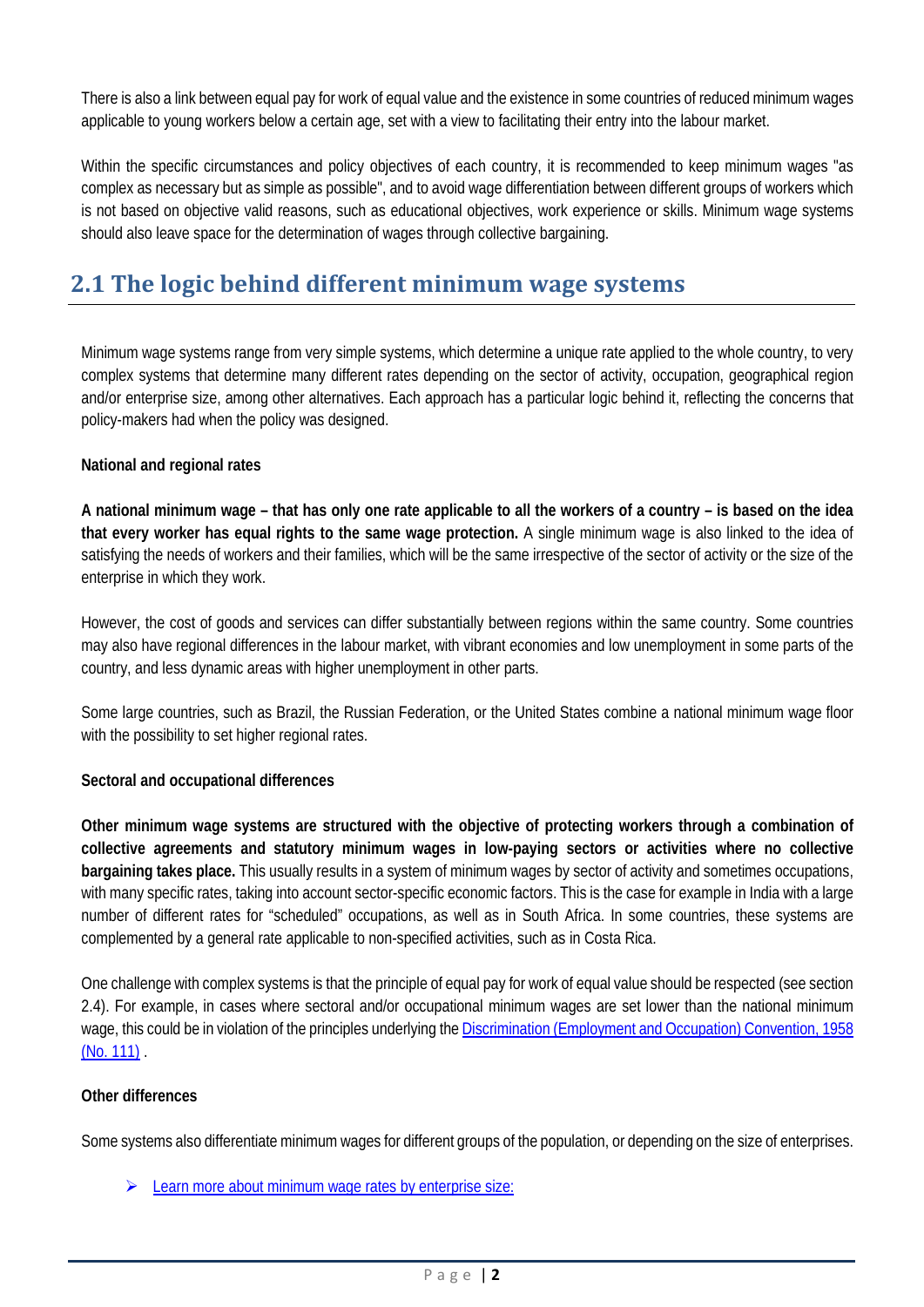There is also a link between equal pay for work of equal value and the existence in some countries of reduced minimum wages applicable to young workers below a certain age, set with a view to facilitating their entry into the labour market.

Within the specific circumstances and policy objectives of each country, it is recommended to keep minimum wages "as complex as necessary but as simple as possible", and to avoid wage differentiation between different groups of workers which is not based on objective valid reasons, such as educational objectives, work experience or skills. Minimum wage systems should also leave space for the determination of wages through collective bargaining.

## 2.1 The logic behind different minimum wage systems

Minimum wage systems range from very simple systems, which determine a unique rate applied to the whole country, to very complex systems that determine many different rates depending on the sector of activity, occupation, geographical region and/or enterprise size, among other alternatives. Each approach has a particular logic behind it, reflecting the concerns that policy-makers had when the policy was designed.

**National and regional rates**

**A national minimum wage – that has only one rate applicable to all the workers of a country – is based on the idea that every worker has equal rights to the same wage protection.** A single minimum wage is also linked to the idea of satisfying the needs of workers and their families, which will be the same irrespective of the sector of activity or the size of the enterprise in which they work.

However, the cost of goods and services can differ substantially between regions within the same country. Some countries may also have regional differences in the labour market, with vibrant economies and low unemployment in some parts of the country, and less dynamic areas with higher unemployment in other parts.

Some large countries, such as Brazil, the Russian Federation, or the United States combine a national minimum wage floor with the possibility to set higher regional rates.

**Sectoral and occupational differences**

**Other minimum wage systems are structured with the objective of protecting workers through a combination of collective agreements and statutory minimum wages in low-paying sectors or activities where no collective bargaining takes place.** This usually results in a system of minimum wages by sector of activity and sometimes occupations, with many specific rates, taking into account sector-specific economic factors. This is the case for example in India with a large number of different rates for "scheduled" occupations, as well as in South Africa. In some countries, these systems are complemented by a general rate applicable to non-specified activities, such as in Costa Rica.

One challenge with complex systems is that the principle of equal pay for work of equal value should be respected (see section 2.4). For example, in cases where sectoral and/or occupational minimum wages are set lower than the national minimum wage, this could be in violation of the principles underlying the Discrimination (Employment and Occupation) Convention, 1958 (No. 111) .

**Other differences**

Some systems also differentiate minimum wages for different groups of the population, or depending on the size of enterprises.

- Learn more about minimum wage rates by enterprise size: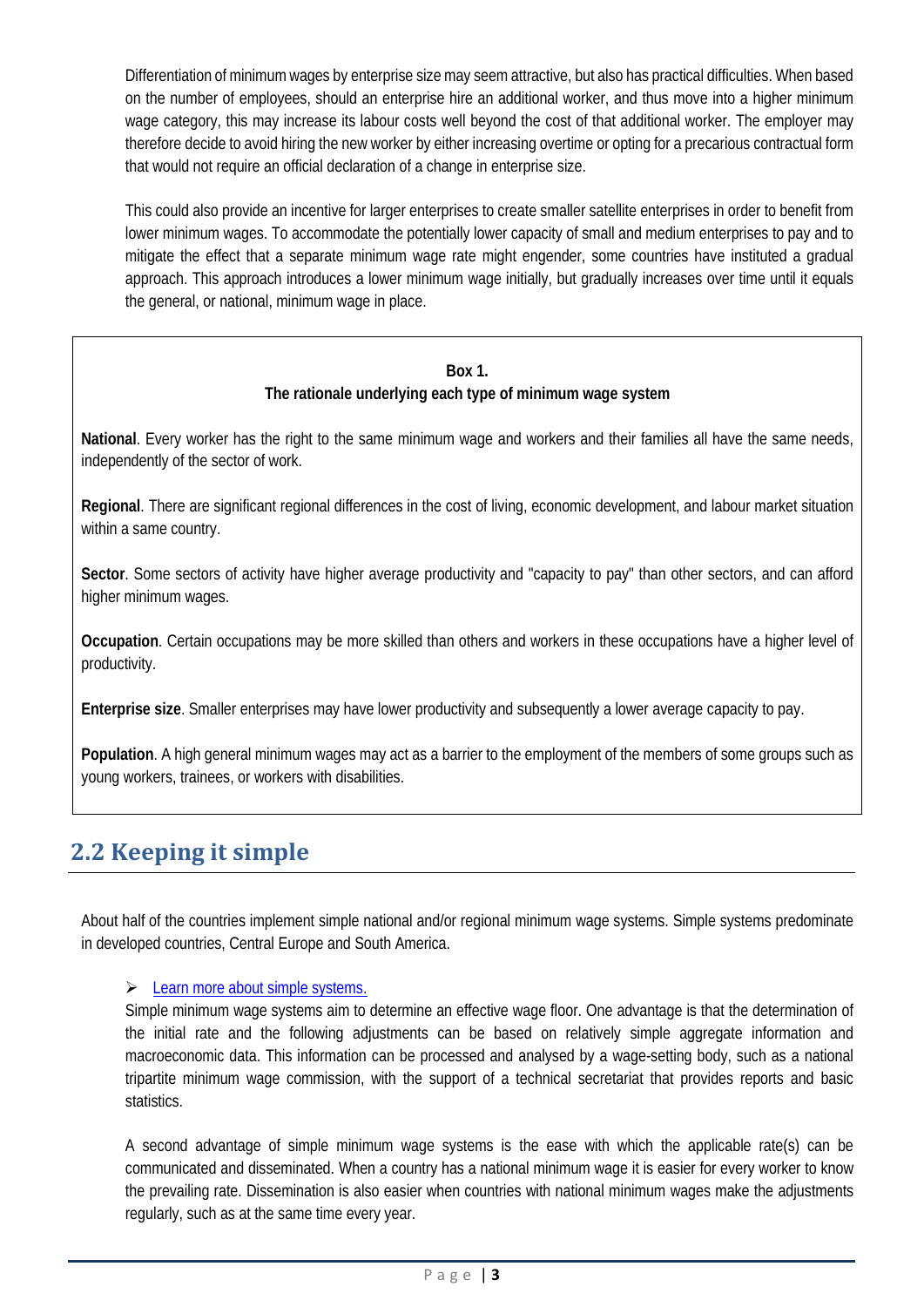Differentiation of minimum wages by enterprise size may seem attractive, but also has practical difficulties. When based on the number of employees, should an enterprise hire an additional worker, and thus move into a higher minimum wage category, this may increase its labour costs well beyond the cost of that additional worker. The employer may therefore decide to avoid hiring the new worker by either increasing overtime or opting for a precarious contractual form that would not require an official declaration of a change in enterprise size.

This could also provide an incentive for larger enterprises to create smaller satellite enterprises in order to benefit from lower minimum wages. To accommodate the potentially lower capacity of small and medium enterprises to pay and to mitigate the effect that a separate minimum wage rate might engender, some countries have instituted a gradual approach. This approach introduces a lower minimum wage initially, but gradually increases over time until it equals the general, or national, minimum wage in place.

> **Box 1.**
> **The rationale underlying each type of minimum wage system**
>
> **National**. Every worker has the right to the same minimum wage and workers and their families all have the same needs, independently of the sector of work.
>
> **Regional**. There are significant regional differences in the cost of living, economic development, and labour market situation within a same country.
>
> **Sector**. Some sectors of activity have higher average productivity and "capacity to pay" than other sectors, and can afford higher minimum wages.
>
> **Occupation**. Certain occupations may be more skilled than others and workers in these occupations have a higher level of productivity.
>
> **Enterprise size**. Smaller enterprises may have lower productivity and subsequently a lower average capacity to pay.
>
> **Population**. A high general minimum wages may act as a barrier to the employment of the members of some groups such as young workers, trainees, or workers with disabilities.

## 2.2 Keeping it simple

About half of the countries implement simple national and/or regional minimum wage systems. Simple systems predominate in developed countries, Central Europe and South America.

- Learn more about simple systems.

Simple minimum wage systems aim to determine an effective wage floor. One advantage is that the determination of the initial rate and the following adjustments can be based on relatively simple aggregate information and macroeconomic data. This information can be processed and analysed by a wage-setting body, such as a national tripartite minimum wage commission, with the support of a technical secretariat that provides reports and basic statistics.

A second advantage of simple minimum wage systems is the ease with which the applicable rate(s) can be communicated and disseminated. When a country has a national minimum wage it is easier for every worker to know the prevailing rate. Dissemination is also easier when countries with national minimum wages make the adjustments regularly, such as at the same time every year.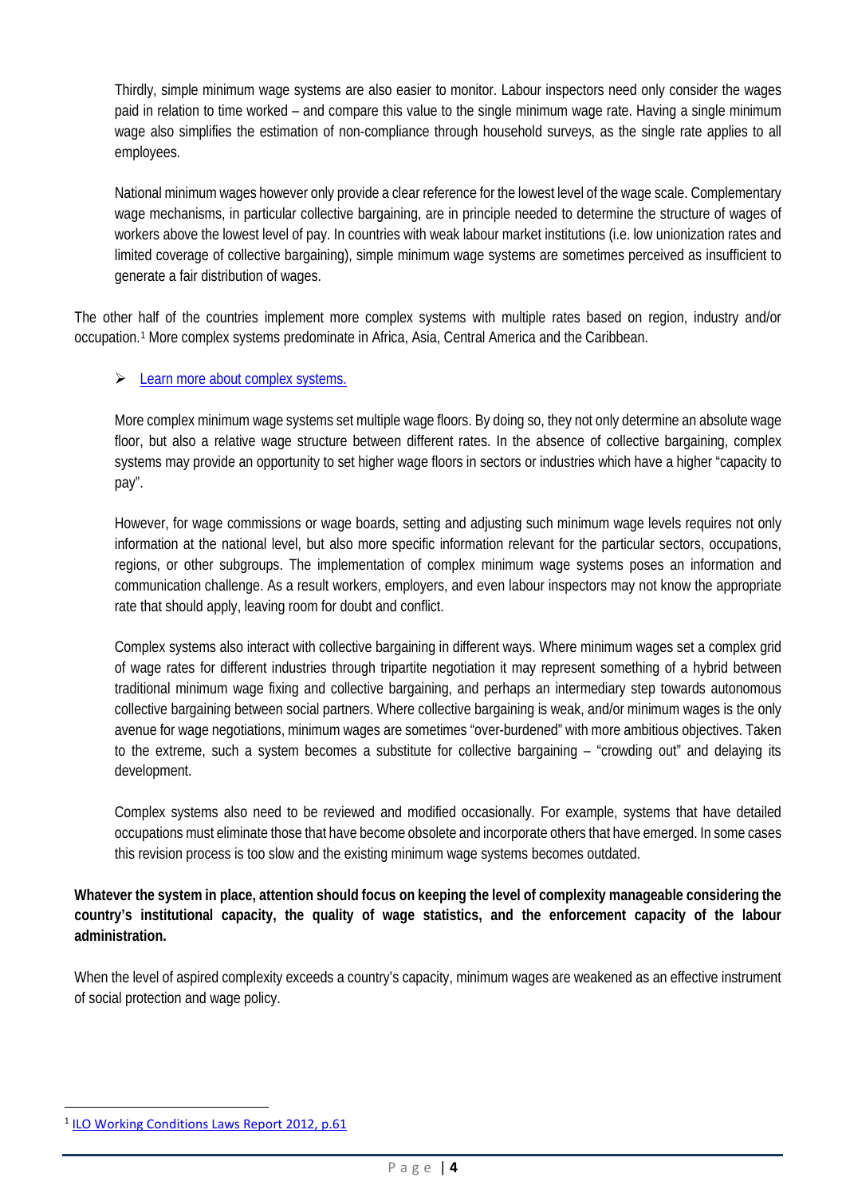Thirdly, simple minimum wage systems are also easier to monitor. Labour inspectors need only consider the wages paid in relation to time worked – and compare this value to the single minimum wage rate. Having a single minimum wage also simplifies the estimation of non-compliance through household surveys, as the single rate applies to all employees.

National minimum wages however only provide a clear reference for the lowest level of the wage scale. Complementary wage mechanisms, in particular collective bargaining, are in principle needed to determine the structure of wages of workers above the lowest level of pay. In countries with weak labour market institutions (i.e. low unionization rates and limited coverage of collective bargaining), simple minimum wage systems are sometimes perceived as insufficient to generate a fair distribution of wages.

The other half of the countries implement more complex systems with multiple rates based on region, industry and/or occupation.[1] More complex systems predominate in Africa, Asia, Central America and the Caribbean.

- Learn more about complex systems.

More complex minimum wage systems set multiple wage floors. By doing so, they not only determine an absolute wage floor, but also a relative wage structure between different rates. In the absence of collective bargaining, complex systems may provide an opportunity to set higher wage floors in sectors or industries which have a higher "capacity to pay".

However, for wage commissions or wage boards, setting and adjusting such minimum wage levels requires not only information at the national level, but also more specific information relevant for the particular sectors, occupations, regions, or other subgroups. The implementation of complex minimum wage systems poses an information and communication challenge. As a result workers, employers, and even labour inspectors may not know the appropriate rate that should apply, leaving room for doubt and conflict.

Complex systems also interact with collective bargaining in different ways. Where minimum wages set a complex grid of wage rates for different industries through tripartite negotiation it may represent something of a hybrid between traditional minimum wage fixing and collective bargaining, and perhaps an intermediary step towards autonomous collective bargaining between social partners. Where collective bargaining is weak, and/or minimum wages is the only avenue for wage negotiations, minimum wages are sometimes "over-burdened" with more ambitious objectives. Taken to the extreme, such a system becomes a substitute for collective bargaining – "crowding out" and delaying its development.

Complex systems also need to be reviewed and modified occasionally. For example, systems that have detailed occupations must eliminate those that have become obsolete and incorporate others that have emerged. In some cases this revision process is too slow and the existing minimum wage systems becomes outdated.

**Whatever the system in place, attention should focus on keeping the level of complexity manageable considering the country's institutional capacity, the quality of wage statistics, and the enforcement capacity of the labour administration.**

When the level of aspired complexity exceeds a country's capacity, minimum wages are weakened as an effective instrument of social protection and wage policy.

[1] ILO Working Conditions Laws Report 2012, p.61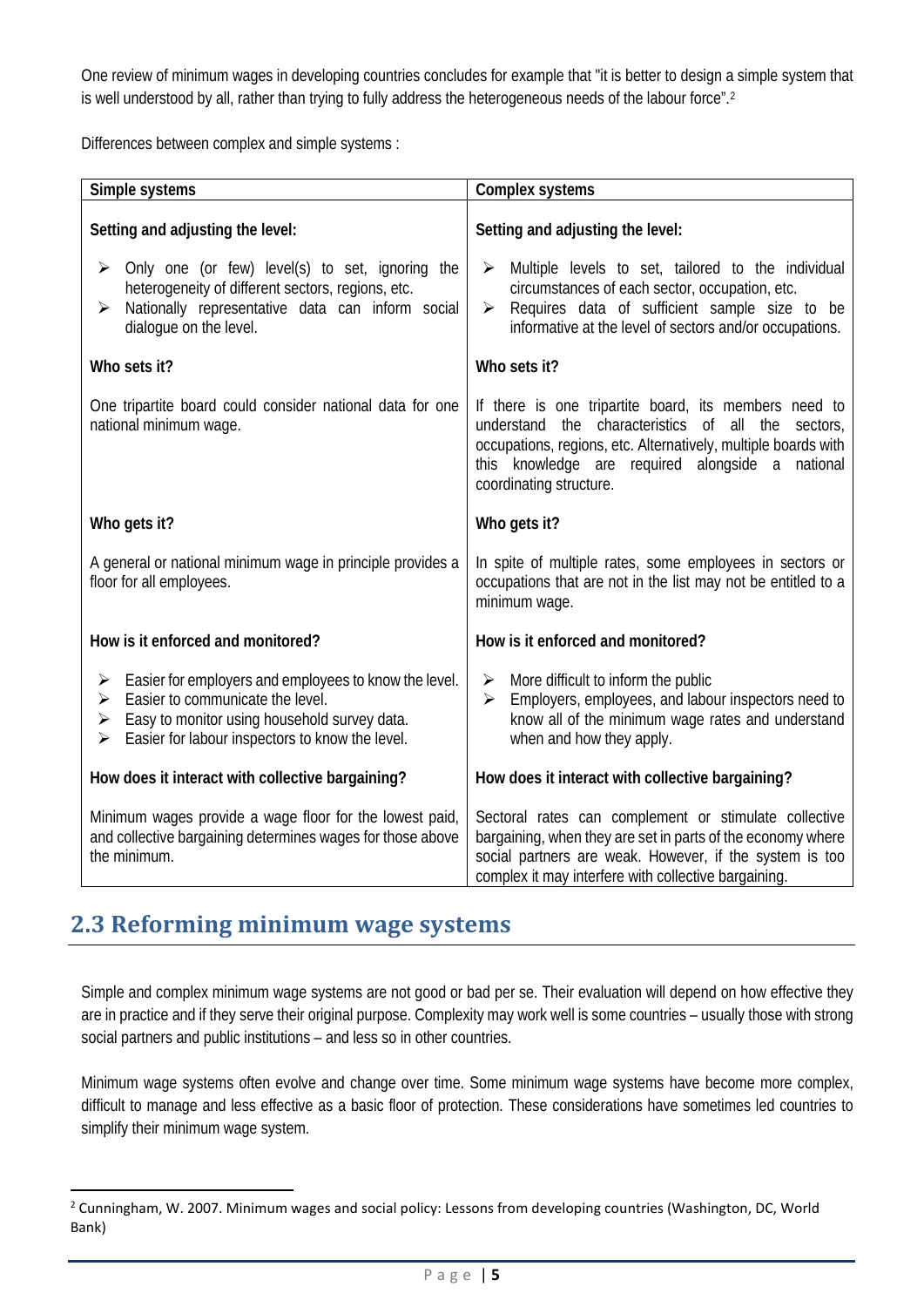One review of minimum wages in developing countries concludes for example that "it is better to design a simple system that is well understood by all, rather than trying to fully address the heterogeneous needs of the labour force".[2]

Differences between complex and simple systems :

| Simple systems | Complex systems |
|---|---|
| **Setting and adjusting the level:** | **Setting and adjusting the level:** |
| ➢ Only one (or few) level(s) to set, ignoring the heterogeneity of different sectors, regions, etc.<br>➢ Nationally representative data can inform social dialogue on the level. | ➢ Multiple levels to set, tailored to the individual circumstances of each sector, occupation, etc.<br>➢ Requires data of sufficient sample size to be informative at the level of sectors and/or occupations. |
| **Who sets it?** | **Who sets it?** |
| One tripartite board could consider national data for one national minimum wage. | If there is one tripartite board, its members need to understand the characteristics of all the sectors, occupations, regions, etc. Alternatively, multiple boards with this knowledge are required alongside a national coordinating structure. |
| **Who gets it?** | **Who gets it?** |
| A general or national minimum wage in principle provides a floor for all employees. | In spite of multiple rates, some employees in sectors or occupations that are not in the list may not be entitled to a minimum wage. |
| **How is it enforced and monitored?** | **How is it enforced and monitored?** |
| ➢ Easier for employers and employees to know the level.<br>➢ Easier to communicate the level.<br>➢ Easy to monitor using household survey data.<br>➢ Easier for labour inspectors to know the level. | ➢ More difficult to inform the public<br>➢ Employers, employees, and labour inspectors need to know all of the minimum wage rates and understand when and how they apply. |
| **How does it interact with collective bargaining?** | **How does it interact with collective bargaining?** |
| Minimum wages provide a wage floor for the lowest paid, and collective bargaining determines wages for those above the minimum. | Sectoral rates can complement or stimulate collective bargaining, when they are set in parts of the economy where social partners are weak. However, if the system is too complex it may interfere with collective bargaining. |

## 2.3 Reforming minimum wage systems

Simple and complex minimum wage systems are not good or bad per se. Their evaluation will depend on how effective they are in practice and if they serve their original purpose. Complexity may work well is some countries – usually those with strong social partners and public institutions – and less so in other countries.

Minimum wage systems often evolve and change over time. Some minimum wage systems have become more complex, difficult to manage and less effective as a basic floor of protection. These considerations have sometimes led countries to simplify their minimum wage system.

[2] Cunningham, W. 2007. Minimum wages and social policy: Lessons from developing countries (Washington, DC, World Bank)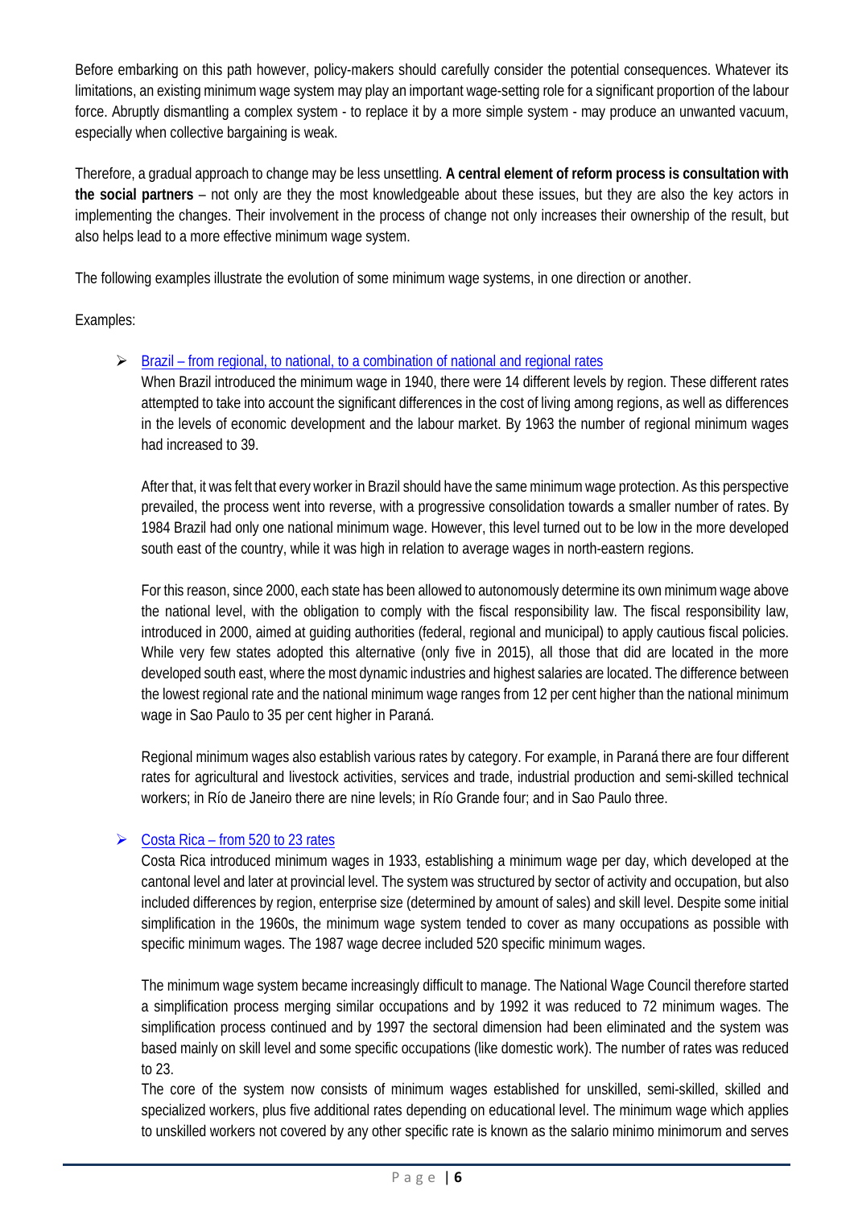Before embarking on this path however, policy-makers should carefully consider the potential consequences. Whatever its limitations, an existing minimum wage system may play an important wage-setting role for a significant proportion of the labour force. Abruptly dismantling a complex system - to replace it by a more simple system - may produce an unwanted vacuum, especially when collective bargaining is weak.

Therefore, a gradual approach to change may be less unsettling. **A central element of reform process is consultation with the social partners** – not only are they the most knowledgeable about these issues, but they are also the key actors in implementing the changes. Their involvement in the process of change not only increases their ownership of the result, but also helps lead to a more effective minimum wage system.

The following examples illustrate the evolution of some minimum wage systems, in one direction or another.

Examples:

- Brazil – from regional, to national, to a combination of national and regional rates

  When Brazil introduced the minimum wage in 1940, there were 14 different levels by region. These different rates attempted to take into account the significant differences in the cost of living among regions, as well as differences in the levels of economic development and the labour market. By 1963 the number of regional minimum wages had increased to 39.

  After that, it was felt that every worker in Brazil should have the same minimum wage protection. As this perspective prevailed, the process went into reverse, with a progressive consolidation towards a smaller number of rates. By 1984 Brazil had only one national minimum wage. However, this level turned out to be low in the more developed south east of the country, while it was high in relation to average wages in north-eastern regions.

  For this reason, since 2000, each state has been allowed to autonomously determine its own minimum wage above the national level, with the obligation to comply with the fiscal responsibility law. The fiscal responsibility law, introduced in 2000, aimed at guiding authorities (federal, regional and municipal) to apply cautious fiscal policies. While very few states adopted this alternative (only five in 2015), all those that did are located in the more developed south east, where the most dynamic industries and highest salaries are located. The difference between the lowest regional rate and the national minimum wage ranges from 12 per cent higher than the national minimum wage in Sao Paulo to 35 per cent higher in Paraná.

  Regional minimum wages also establish various rates by category. For example, in Paraná there are four different rates for agricultural and livestock activities, services and trade, industrial production and semi-skilled technical workers; in Río de Janeiro there are nine levels; in Río Grande four; and in Sao Paulo three.

- Costa Rica – from 520 to 23 rates

  Costa Rica introduced minimum wages in 1933, establishing a minimum wage per day, which developed at the cantonal level and later at provincial level. The system was structured by sector of activity and occupation, but also included differences by region, enterprise size (determined by amount of sales) and skill level. Despite some initial simplification in the 1960s, the minimum wage system tended to cover as many occupations as possible with specific minimum wages. The 1987 wage decree included 520 specific minimum wages.

  The minimum wage system became increasingly difficult to manage. The National Wage Council therefore started a simplification process merging similar occupations and by 1992 it was reduced to 72 minimum wages. The simplification process continued and by 1997 the sectoral dimension had been eliminated and the system was based mainly on skill level and some specific occupations (like domestic work). The number of rates was reduced to 23.

  The core of the system now consists of minimum wages established for unskilled, semi-skilled, skilled and specialized workers, plus five additional rates depending on educational level. The minimum wage which applies to unskilled workers not covered by any other specific rate is known as the salario minimo minimorum and serves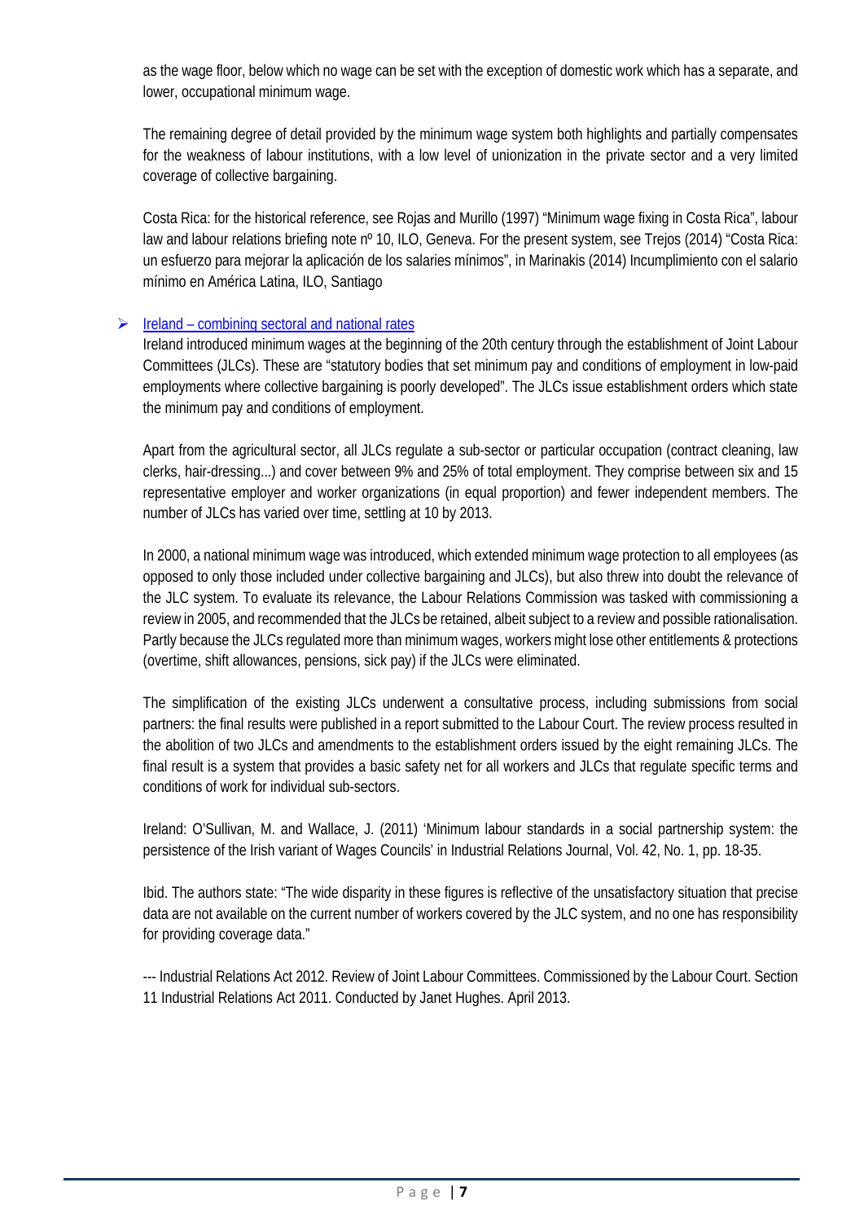as the wage floor, below which no wage can be set with the exception of domestic work which has a separate, and lower, occupational minimum wage.

The remaining degree of detail provided by the minimum wage system both highlights and partially compensates for the weakness of labour institutions, with a low level of unionization in the private sector and a very limited coverage of collective bargaining.

Costa Rica: for the historical reference, see Rojas and Murillo (1997) "Minimum wage fixing in Costa Rica", labour law and labour relations briefing note nº 10, ILO, Geneva. For the present system, see Trejos (2014) "Costa Rica: un esfuerzo para mejorar la aplicación de los salaries mínimos", in Marinakis (2014) Incumplimiento con el salario mínimo en América Latina, ILO, Santiago

- Ireland – combining sectoral and national rates

Ireland introduced minimum wages at the beginning of the 20th century through the establishment of Joint Labour Committees (JLCs). These are "statutory bodies that set minimum pay and conditions of employment in low-paid employments where collective bargaining is poorly developed". The JLCs issue establishment orders which state the minimum pay and conditions of employment.

Apart from the agricultural sector, all JLCs regulate a sub-sector or particular occupation (contract cleaning, law clerks, hair-dressing...) and cover between 9% and 25% of total employment. They comprise between six and 15 representative employer and worker organizations (in equal proportion) and fewer independent members. The number of JLCs has varied over time, settling at 10 by 2013.

In 2000, a national minimum wage was introduced, which extended minimum wage protection to all employees (as opposed to only those included under collective bargaining and JLCs), but also threw into doubt the relevance of the JLC system. To evaluate its relevance, the Labour Relations Commission was tasked with commissioning a review in 2005, and recommended that the JLCs be retained, albeit subject to a review and possible rationalisation. Partly because the JLCs regulated more than minimum wages, workers might lose other entitlements & protections (overtime, shift allowances, pensions, sick pay) if the JLCs were eliminated.

The simplification of the existing JLCs underwent a consultative process, including submissions from social partners: the final results were published in a report submitted to the Labour Court. The review process resulted in the abolition of two JLCs and amendments to the establishment orders issued by the eight remaining JLCs. The final result is a system that provides a basic safety net for all workers and JLCs that regulate specific terms and conditions of work for individual sub-sectors.

Ireland: O'Sullivan, M. and Wallace, J. (2011) 'Minimum labour standards in a social partnership system: the persistence of the Irish variant of Wages Councils' in Industrial Relations Journal, Vol. 42, No. 1, pp. 18-35.

Ibid. The authors state: "The wide disparity in these figures is reflective of the unsatisfactory situation that precise data are not available on the current number of workers covered by the JLC system, and no one has responsibility for providing coverage data."

--- Industrial Relations Act 2012. Review of Joint Labour Committees. Commissioned by the Labour Court. Section 11 Industrial Relations Act 2011. Conducted by Janet Hughes. April 2013.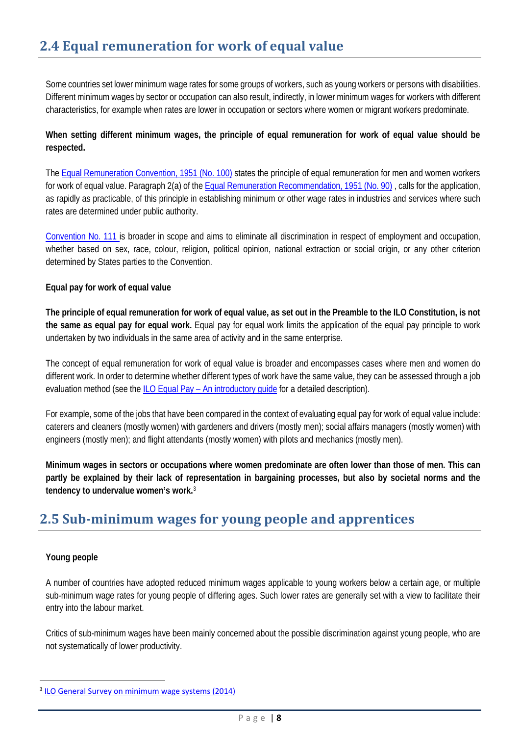## 2.4 Equal remuneration for work of equal value

Some countries set lower minimum wage rates for some groups of workers, such as young workers or persons with disabilities. Different minimum wages by sector or occupation can also result, indirectly, in lower minimum wages for workers with different characteristics, for example when rates are lower in occupation or sectors where women or migrant workers predominate.

**When setting different minimum wages, the principle of equal remuneration for work of equal value should be respected.**

The Equal Remuneration Convention, 1951 (No. 100) states the principle of equal remuneration for men and women workers for work of equal value. Paragraph 2(a) of the Equal Remuneration Recommendation, 1951 (No. 90) , calls for the application, as rapidly as practicable, of this principle in establishing minimum or other wage rates in industries and services where such rates are determined under public authority.

Convention No. 111 is broader in scope and aims to eliminate all discrimination in respect of employment and occupation, whether based on sex, race, colour, religion, political opinion, national extraction or social origin, or any other criterion determined by States parties to the Convention.

**Equal pay for work of equal value**

**The principle of equal remuneration for work of equal value, as set out in the Preamble to the ILO Constitution, is not the same as equal pay for equal work.** Equal pay for equal work limits the application of the equal pay principle to work undertaken by two individuals in the same area of activity and in the same enterprise.

The concept of equal remuneration for work of equal value is broader and encompasses cases where men and women do different work. In order to determine whether different types of work have the same value, they can be assessed through a job evaluation method (see the ILO Equal Pay – An introductory guide for a detailed description).

For example, some of the jobs that have been compared in the context of evaluating equal pay for work of equal value include: caterers and cleaners (mostly women) with gardeners and drivers (mostly men); social affairs managers (mostly women) with engineers (mostly men); and flight attendants (mostly women) with pilots and mechanics (mostly men).

**Minimum wages in sectors or occupations where women predominate are often lower than those of men. This can partly be explained by their lack of representation in bargaining processes, but also by societal norms and the tendency to undervalue women's work.**[3]

## 2.5 Sub-minimum wages for young people and apprentices

**Young people**

A number of countries have adopted reduced minimum wages applicable to young workers below a certain age, or multiple sub-minimum wage rates for young people of differing ages. Such lower rates are generally set with a view to facilitate their entry into the labour market.

Critics of sub-minimum wages have been mainly concerned about the possible discrimination against young people, who are not systematically of lower productivity.

[3] ILO General Survey on minimum wage systems (2014)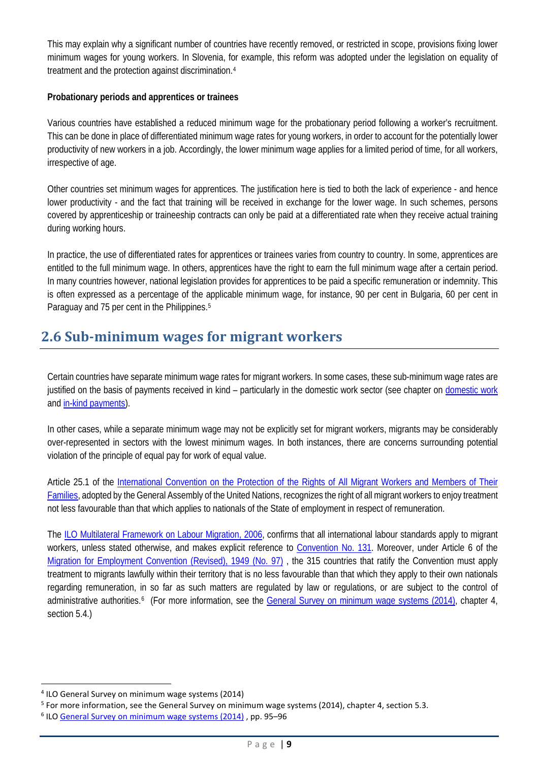This may explain why a significant number of countries have recently removed, or restricted in scope, provisions fixing lower minimum wages for young workers. In Slovenia, for example, this reform was adopted under the legislation on equality of treatment and the protection against discrimination.[4]

**Probationary periods and apprentices or trainees**

Various countries have established a reduced minimum wage for the probationary period following a worker's recruitment. This can be done in place of differentiated minimum wage rates for young workers, in order to account for the potentially lower productivity of new workers in a job. Accordingly, the lower minimum wage applies for a limited period of time, for all workers, irrespective of age.

Other countries set minimum wages for apprentices. The justification here is tied to both the lack of experience - and hence lower productivity - and the fact that training will be received in exchange for the lower wage. In such schemes, persons covered by apprenticeship or traineeship contracts can only be paid at a differentiated rate when they receive actual training during working hours.

In practice, the use of differentiated rates for apprentices or trainees varies from country to country. In some, apprentices are entitled to the full minimum wage. In others, apprentices have the right to earn the full minimum wage after a certain period. In many countries however, national legislation provides for apprentices to be paid a specific remuneration or indemnity. This is often expressed as a percentage of the applicable minimum wage, for instance, 90 per cent in Bulgaria, 60 per cent in Paraguay and 75 per cent in the Philippines.[5]

## 2.6 Sub-minimum wages for migrant workers

Certain countries have separate minimum wage rates for migrant workers. In some cases, these sub-minimum wage rates are justified on the basis of payments received in kind – particularly in the domestic work sector (see chapter on domestic work and in-kind payments).

In other cases, while a separate minimum wage may not be explicitly set for migrant workers, migrants may be considerably over-represented in sectors with the lowest minimum wages. In both instances, there are concerns surrounding potential violation of the principle of equal pay for work of equal value.

Article 25.1 of the International Convention on the Protection of the Rights of All Migrant Workers and Members of Their Families, adopted by the General Assembly of the United Nations, recognizes the right of all migrant workers to enjoy treatment not less favourable than that which applies to nationals of the State of employment in respect of remuneration.

The ILO Multilateral Framework on Labour Migration, 2006, confirms that all international labour standards apply to migrant workers, unless stated otherwise, and makes explicit reference to Convention No. 131. Moreover, under Article 6 of the Migration for Employment Convention (Revised), 1949 (No. 97) , the 315 countries that ratify the Convention must apply treatment to migrants lawfully within their territory that is no less favourable than that which they apply to their own nationals regarding remuneration, in so far as such matters are regulated by law or regulations, or are subject to the control of administrative authorities.[6] (For more information, see the General Survey on minimum wage systems (2014), chapter 4, section 5.4.)

---

[4] ILO General Survey on minimum wage systems (2014)

[5] For more information, see the General Survey on minimum wage systems (2014), chapter 4, section 5.3.

[6] ILO General Survey on minimum wage systems (2014) , pp. 95–96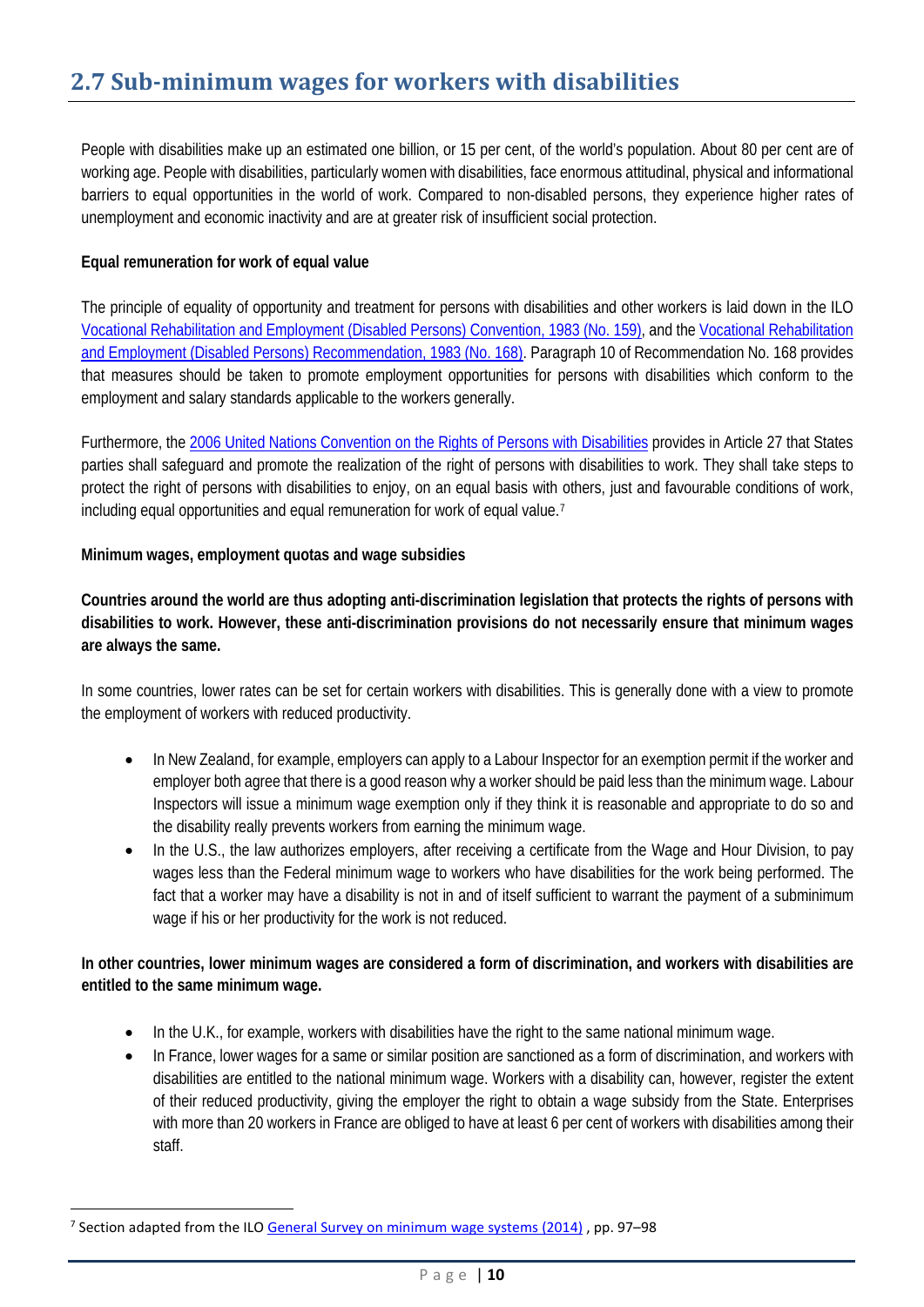## 2.7 Sub-minimum wages for workers with disabilities

People with disabilities make up an estimated one billion, or 15 per cent, of the world's population. About 80 per cent are of working age. People with disabilities, particularly women with disabilities, face enormous attitudinal, physical and informational barriers to equal opportunities in the world of work. Compared to non-disabled persons, they experience higher rates of unemployment and economic inactivity and are at greater risk of insufficient social protection.

**Equal remuneration for work of equal value**

The principle of equality of opportunity and treatment for persons with disabilities and other workers is laid down in the ILO Vocational Rehabilitation and Employment (Disabled Persons) Convention, 1983 (No. 159), and the Vocational Rehabilitation and Employment (Disabled Persons) Recommendation, 1983 (No. 168). Paragraph 10 of Recommendation No. 168 provides that measures should be taken to promote employment opportunities for persons with disabilities which conform to the employment and salary standards applicable to the workers generally.

Furthermore, the 2006 United Nations Convention on the Rights of Persons with Disabilities provides in Article 27 that States parties shall safeguard and promote the realization of the right of persons with disabilities to work. They shall take steps to protect the right of persons with disabilities to enjoy, on an equal basis with others, just and favourable conditions of work, including equal opportunities and equal remuneration for work of equal value.[7]

**Minimum wages, employment quotas and wage subsidies**

**Countries around the world are thus adopting anti-discrimination legislation that protects the rights of persons with disabilities to work. However, these anti-discrimination provisions do not necessarily ensure that minimum wages are always the same.**

In some countries, lower rates can be set for certain workers with disabilities. This is generally done with a view to promote the employment of workers with reduced productivity.

- In New Zealand, for example, employers can apply to a Labour Inspector for an exemption permit if the worker and employer both agree that there is a good reason why a worker should be paid less than the minimum wage. Labour Inspectors will issue a minimum wage exemption only if they think it is reasonable and appropriate to do so and the disability really prevents workers from earning the minimum wage.
- In the U.S., the law authorizes employers, after receiving a certificate from the Wage and Hour Division, to pay wages less than the Federal minimum wage to workers who have disabilities for the work being performed. The fact that a worker may have a disability is not in and of itself sufficient to warrant the payment of a subminimum wage if his or her productivity for the work is not reduced.

**In other countries, lower minimum wages are considered a form of discrimination, and workers with disabilities are entitled to the same minimum wage.**

- In the U.K., for example, workers with disabilities have the right to the same national minimum wage.
- In France, lower wages for a same or similar position are sanctioned as a form of discrimination, and workers with disabilities are entitled to the national minimum wage. Workers with a disability can, however, register the extent of their reduced productivity, giving the employer the right to obtain a wage subsidy from the State. Enterprises with more than 20 workers in France are obliged to have at least 6 per cent of workers with disabilities among their staff.

[7] Section adapted from the ILO General Survey on minimum wage systems (2014) , pp. 97–98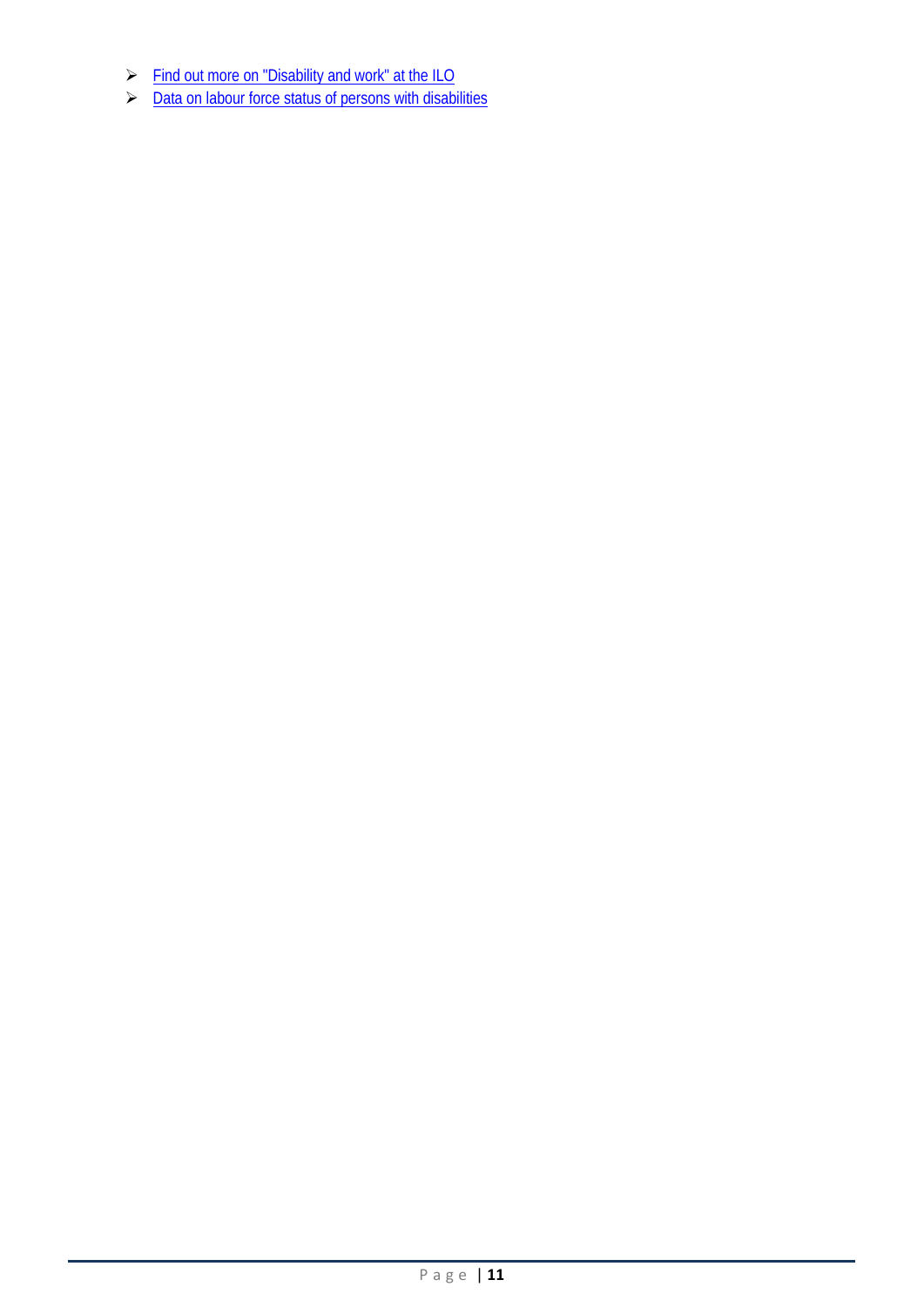- Find out more on "Disability and work" at the ILO
- Data on labour force status of persons with disabilities